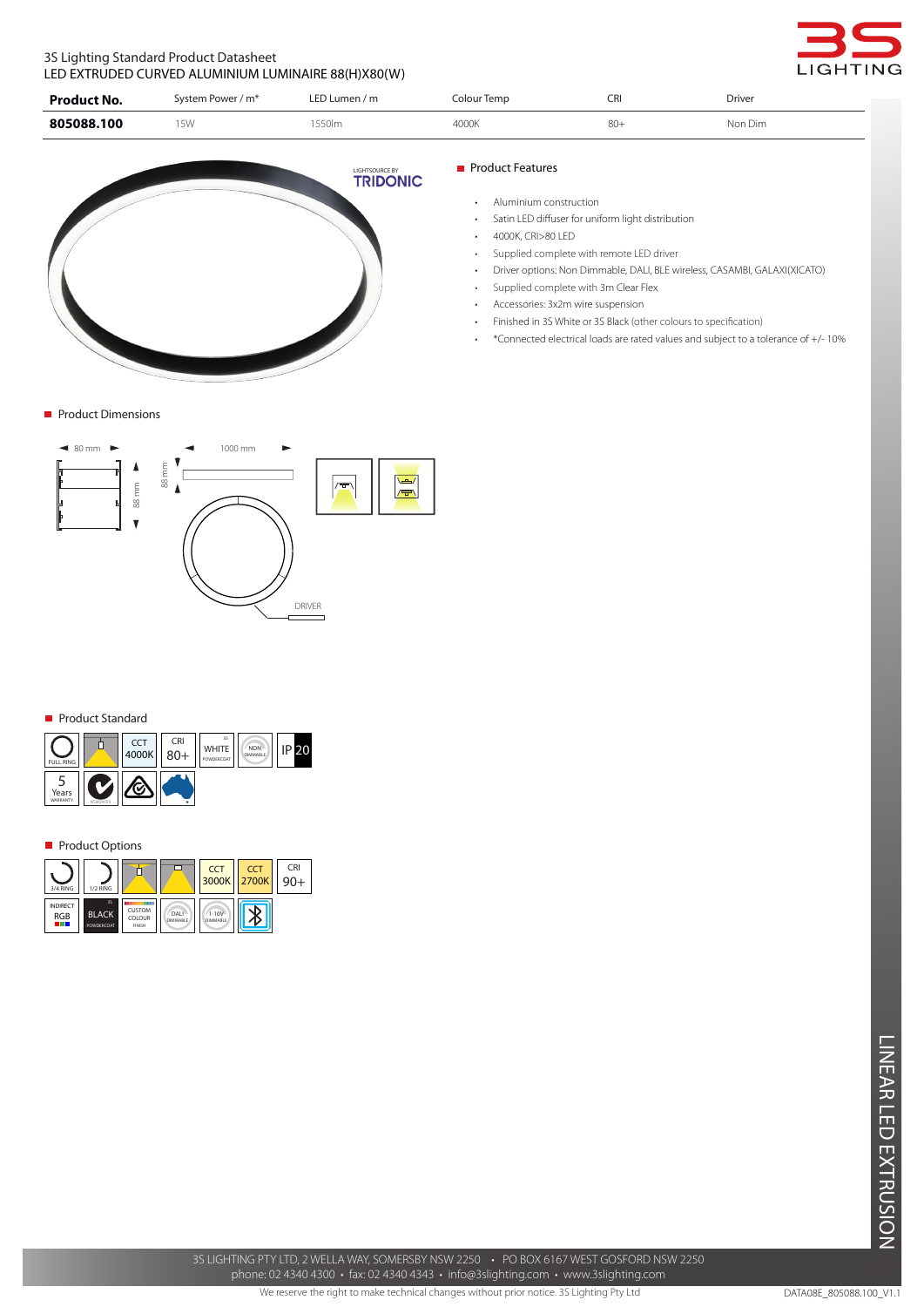3S Lighting Standard Product Datasheet
LED EXTRUDED CURVED ALUMINIUM LUMINAIRE 88(H)X80(W)

| Product No. | System Power / m* | LED Lumen / m | Colour Temp | CRI | Driver |
|---|---|---|---|---|---|
| 805088.100 | 15W | 1550lm | 4000K | 80+ | Non Dim |

## Product Features

- Aluminium construction
- Satin LED diffuser for uniform light distribution
- 4000K, CRI>80 LED
- Supplied complete with remote LED driver
- Driver options: Non Dimmable, DALI, BLE wireless, CASAMBI, GALAXI(XICATO)
- Supplied complete with 3m Clear Flex
- Accessories: 3x2m wire suspension
- Finished in 3S White or 3S Black (other colours to specification)
- *Connected electrical loads are rated values and subject to a tolerance of +/- 10%

## Product Dimensions

80 mm
88 mm
1000 mm
88 mm
DRIVER

## Product Standard

FULL RING | CCT 4000K | CRI 80+ | WHITE POWDERCOAT | NON DIMMABLE | IP 20 | 5 Years WARRANTY

## Product Options

3/4 RING | 1/2 RING | CCT 3000K | CCT 2700K | CRI 90+ | INDIRECT RGB | BLACK POWDERCOAT | CUSTOM COLOUR FINISH | DALI DIMMABLE | 1-10V DIMMABLE

LINEAR LED EXTRUSION

3S LIGHTING PTY LTD, 2 WELLA WAY, SOMERSBY NSW 2250 • PO BOX 6167 WEST GOSFORD NSW 2250
phone: 02 4340 4300 • fax: 02 4340 4343 • info@3slighting.com • www.3slighting.com
We reserve the right to make technical changes without prior notice. 3S Lighting Pty Ltd
DATA08E_805088.100_V1.1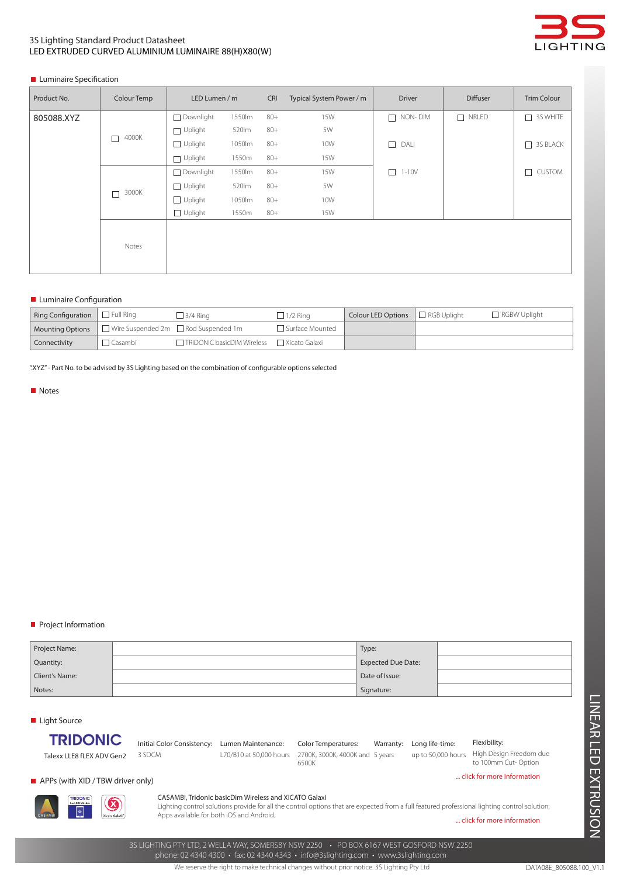3S Lighting Standard Product Datasheet
LED EXTRUDED CURVED ALUMINIUM LUMINAIRE 88(H)X80(W)

## Luminaire Specification

| Product No. | Colour Temp | LED Lumen / m | | CRI | Typical System Power / m | Driver | Diffuser | Trim Colour |
|---|---|---|---|---|---|---|---|---|
| 805088.XYZ | ☐ 4000K | ☐ Downlight | 1550lm | 80+ | 15W | ☐ NON- DIM | ☐ NRLED | ☐ 3S WHITE |
| | | ☐ Uplight | 520lm | 80+ | 5W | | | |
| | | ☐ Uplight | 1050lm | 80+ | 10W | ☐ DALI | | ☐ 3S BLACK |
| | | ☐ Uplight | 1550lm | 80+ | 15W | | | |
| | ☐ 3000K | ☐ Downlight | 1550lm | 80+ | 15W | ☐ 1-10V | | ☐ CUSTOM |
| | | ☐ Uplight | 520lm | 80+ | 5W | | | |
| | | ☐ Uplight | 1050lm | 80+ | 10W | | | |
| | | ☐ Uplight | 1550lm | 80+ | 15W | | | |
| | Notes | | | | | | | |

## Luminaire Configuration

| Ring Configuration | ☐ Full Ring | ☐ 3/4 Ring | ☐ 1/2 Ring | Colour LED Options | ☐ RGB Uplight | ☐ RGBW Uplight |
|---|---|---|---|---|---|---|
| Mounting Options | ☐ Wire Suspended 2m | ☐ Rod Suspended 1m | ☐ Surface Mounted | | | |
| Connectivity | ☐ Casambi | ☐ TRIDONIC basicDIM Wireless | ☐ Xicato Galaxi | | | |

"XYZ" - Part No. to be advised by 3S Lighting based on the combination of configurable options selected

## Notes

## Project Information

| | | | |
|---|---|---|---|
| Project Name: | | Type: | |
| Quantity: | | Expected Due Date: | |
| Client's Name: | | Date of Issue: | |
| Notes: | | Signature: | |

## Light Source

TRIDONIC
Talexx LLE8 fLEX ADV Gen2

| Initial Color Consistency: | Lumen Maintenance: | Color Temperatures: | Warranty: | Long life-time: | Flexibility: |
|---|---|---|---|---|---|
| 3 SDCM | L70/B10 at 50,000 hours | 2700K, 3000K, 4000K and 6500K | 5 years | up to 50,000 hours | High Design Freedom due to 100mm Cut- Option |

... click for more information

## APPs (with XID / TBW driver only)

CASAMBI, Tridonic basicDim Wireless and XICATO Galaxi
Lighting control solutions provide for all the control options that are expected from a full featured professional lighting control solution, Apps available for both iOS and Android.

... click for more information

LINEAR LED EXTRUSION

3S LIGHTING PTY LTD, 2 WELLA WAY, SOMERSBY NSW 2250 • PO BOX 6167 WEST GOSFORD NSW 2250
phone: 02 4340 4300 • fax: 02 4340 4343 • info@3slighting.com • www.3slighting.com
We reserve the right to make technical changes without prior notice. 3S Lighting Pty Ltd

DATA08E_805088.100_V1.1